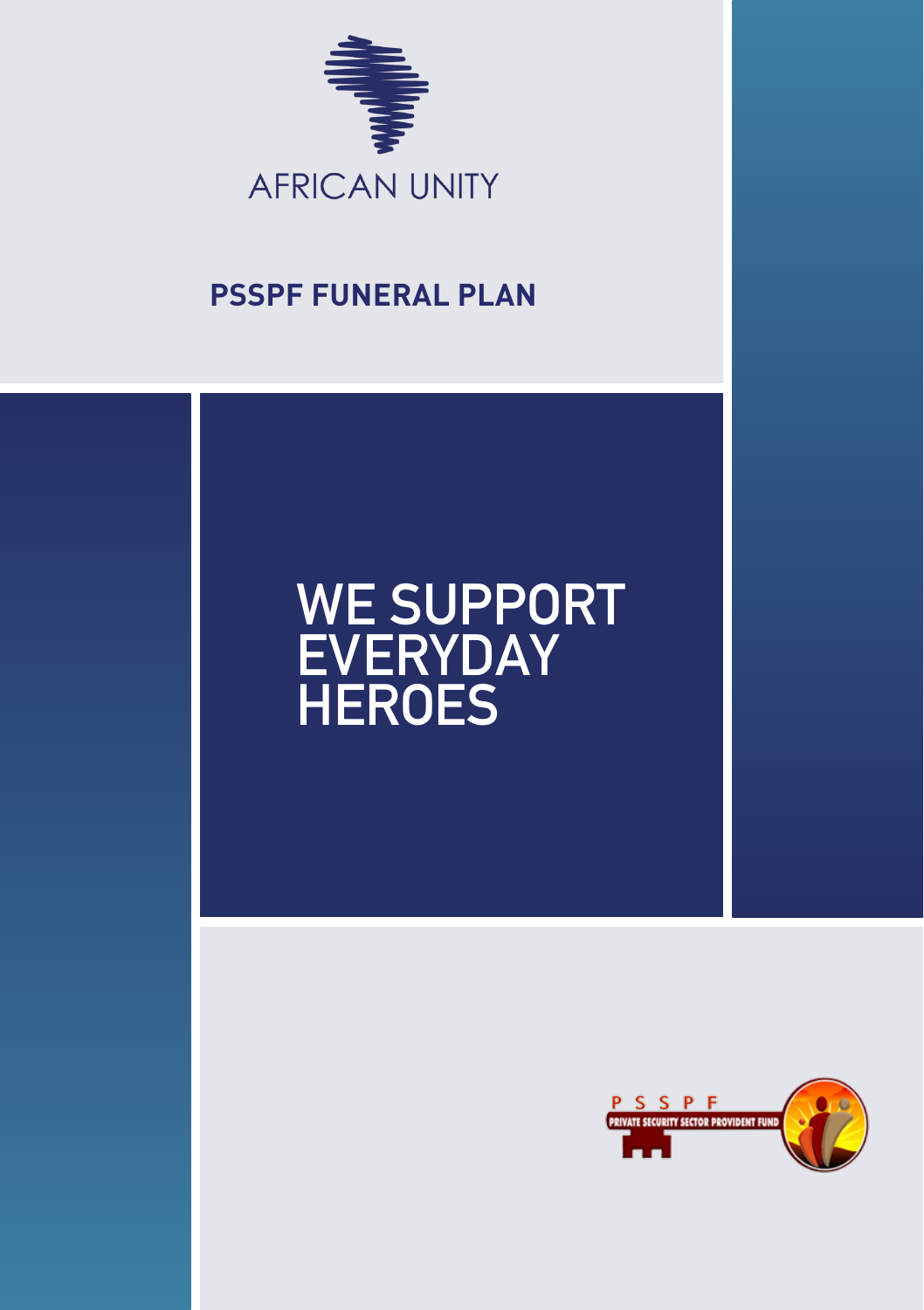AFRICAN UNITY

# PSSPF FUNERAL PLAN

## WE SUPPORT EVERYDAY HEROES

PSSPF
PRIVATE SECURITY SECTOR PROVIDENT FUND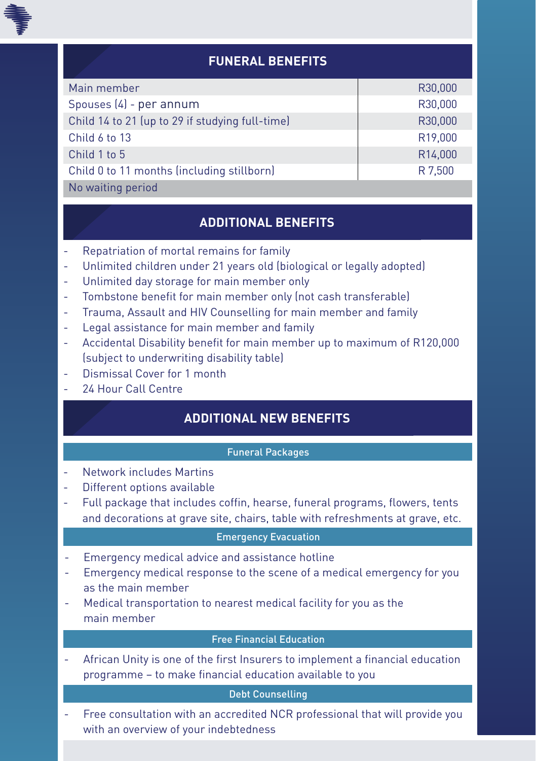## FUNERAL BENEFITS

| | |
|---|---|
| Main member | R30,000 |
| Spouses (4) - per annum | R30,000 |
| Child 14 to 21 (up to 29 if studying full-time) | R30,000 |
| Child 6 to 13 | R19,000 |
| Child 1 to 5 | R14,000 |
| Child 0 to 11 months (including stillborn) | R 7,500 |
| No waiting period | |

## ADDITIONAL BENEFITS

- Repatriation of mortal remains for family
- Unlimited children under 21 years old (biological or legally adopted)
- Unlimited day storage for main member only
- Tombstone benefit for main member only (not cash transferable)
- Trauma, Assault and HIV Counselling for main member and family
- Legal assistance for main member and family
- Accidental Disability benefit for main member up to maximum of R120,000 (subject to underwriting disability table)
- Dismissal Cover for 1 month
- 24 Hour Call Centre

## ADDITIONAL NEW BENEFITS

### Funeral Packages

- Network includes Martins
- Different options available
- Full package that includes coffin, hearse, funeral programs, flowers, tents and decorations at grave site, chairs, table with refreshments at grave, etc.

### Emergency Evacuation

- Emergency medical advice and assistance hotline
- Emergency medical response to the scene of a medical emergency for you as the main member
- Medical transportation to nearest medical facility for you as the main member

### Free Financial Education

- African Unity is one of the first Insurers to implement a financial education programme – to make financial education available to you

### Debt Counselling

- Free consultation with an accredited NCR professional that will provide you with an overview of your indebtedness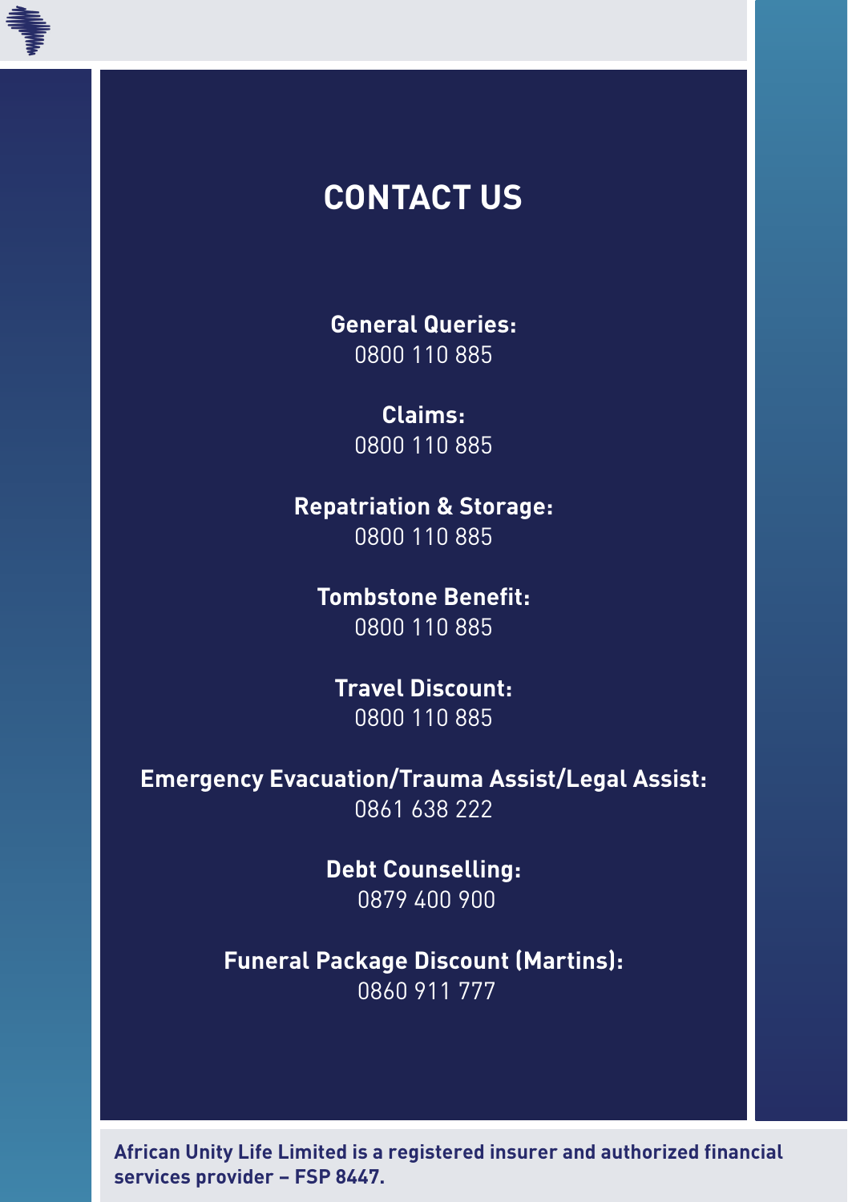# CONTACT US

**General Queries:**
0800 110 885

**Claims:**
0800 110 885

**Repatriation & Storage:**
0800 110 885

**Tombstone Benefit:**
0800 110 885

**Travel Discount:**
0800 110 885

**Emergency Evacuation/Trauma Assist/Legal Assist:**
0861 638 222

**Debt Counselling:**
0879 400 900

**Funeral Package Discount (Martins):**
0860 911 777

**African Unity Life Limited is a registered insurer and authorized financial services provider – FSP 8447.**